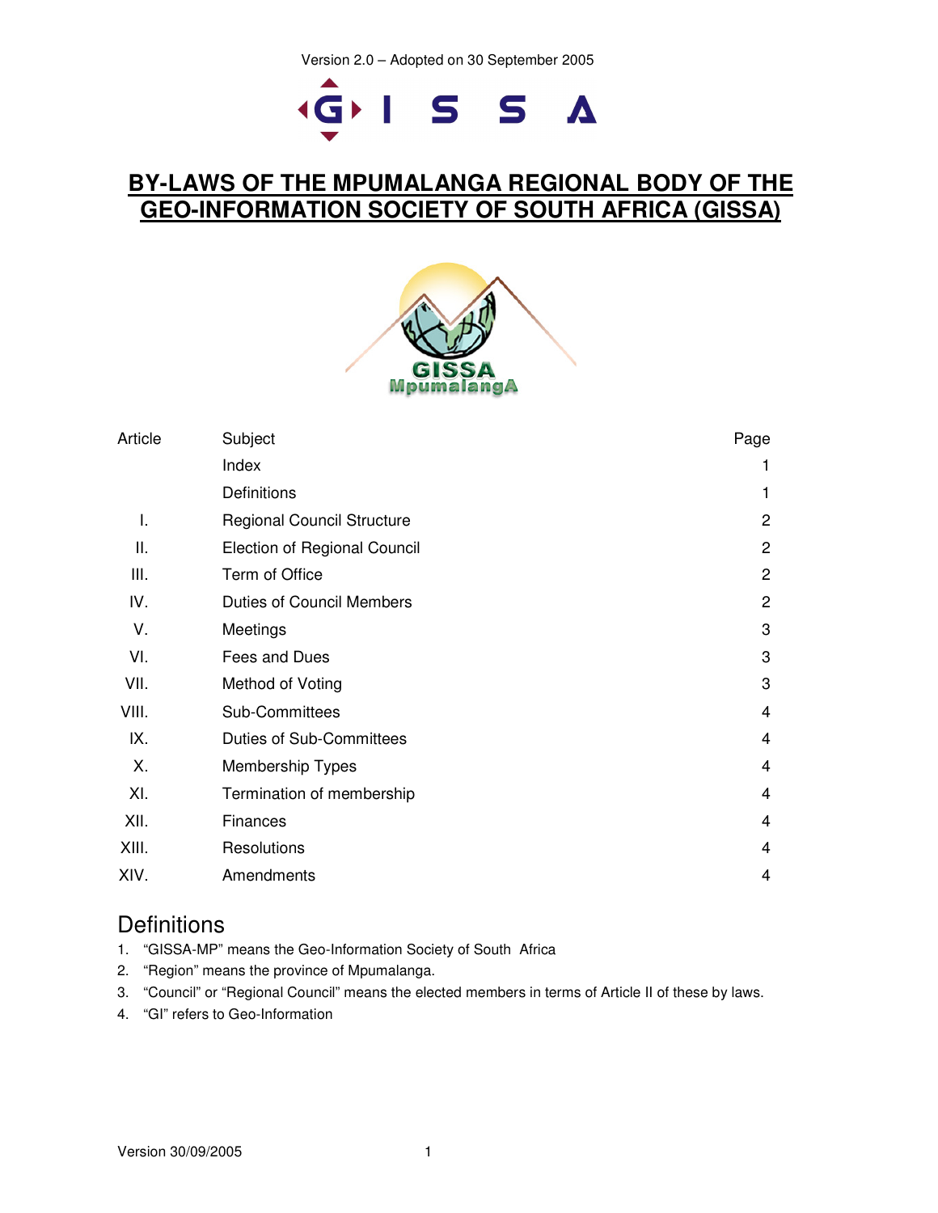Version 2.0 – Adopted on 30 September 2005

# BY-LAWS OF THE MPUMALANGA REGIONAL BODY OF THE GEO-INFORMATION SOCIETY OF SOUTH AFRICA (GISSA)

| Article | Subject | Page |
|---|---|---|
| | Index | 1 |
| | Definitions | 1 |
| I. | Regional Council Structure | 2 |
| II. | Election of Regional Council | 2 |
| III. | Term of Office | 2 |
| IV. | Duties of Council Members | 2 |
| V. | Meetings | 3 |
| VI. | Fees and Dues | 3 |
| VII. | Method of Voting | 3 |
| VIII. | Sub-Committees | 4 |
| IX. | Duties of Sub-Committees | 4 |
| X. | Membership Types | 4 |
| XI. | Termination of membership | 4 |
| XII. | Finances | 4 |
| XIII. | Resolutions | 4 |
| XIV. | Amendments | 4 |

## Definitions

1. "GISSA-MP" means the Geo-Information Society of South Africa
2. "Region" means the province of Mpumalanga.
3. "Council" or "Regional Council" means the elected members in terms of Article II of these by laws.
4. "GI" refers to Geo-Information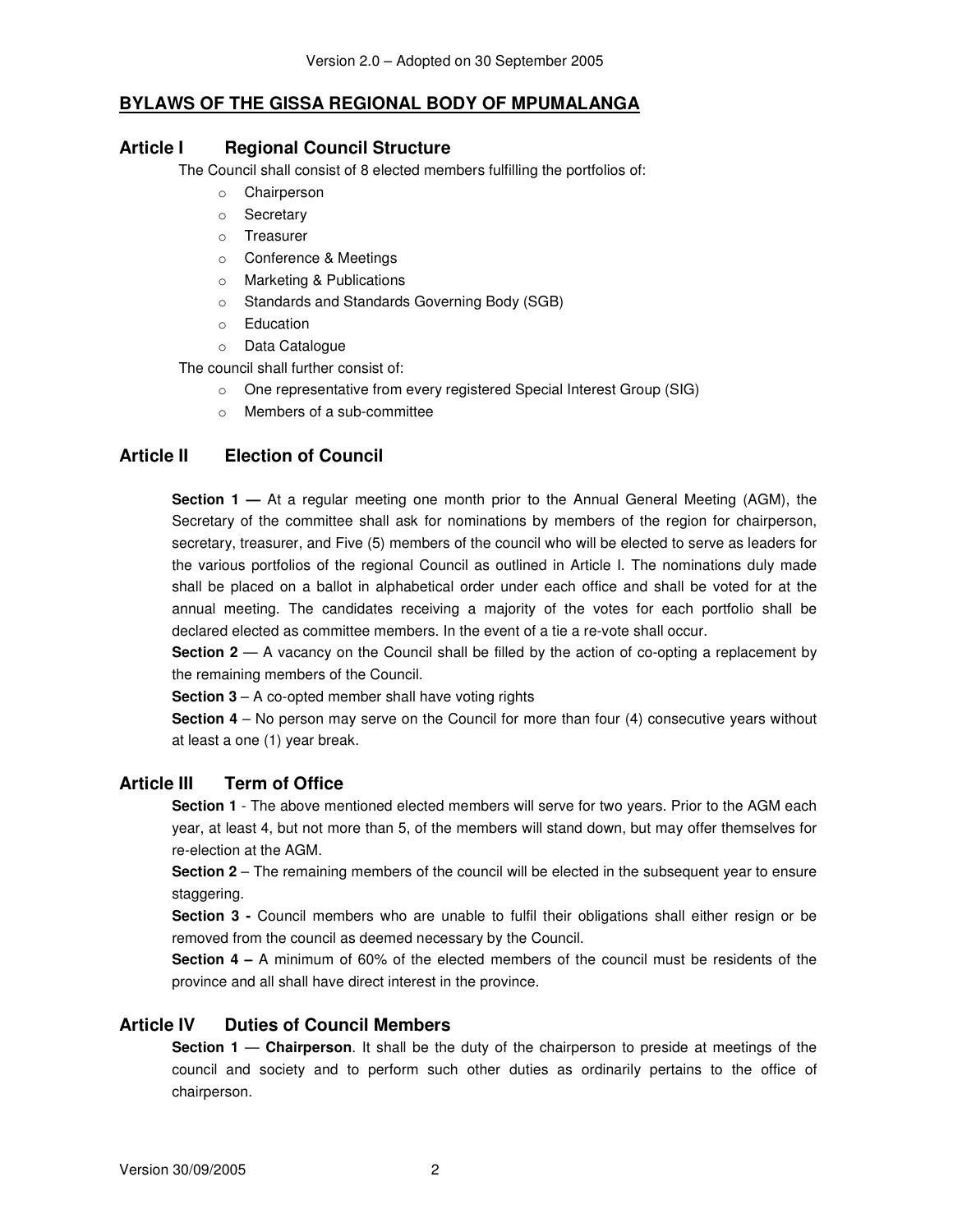## BYLAWS OF THE GISSA REGIONAL BODY OF MPUMALANGA

### Article I Regional Council Structure

The Council shall consist of 8 elected members fulfilling the portfolios of:

- Chairperson
- Secretary
- Treasurer
- Conference & Meetings
- Marketing & Publications
- Standards and Standards Governing Body (SGB)
- Education
- Data Catalogue

The council shall further consist of:

- One representative from every registered Special Interest Group (SIG)
- Members of a sub-committee

### Article II Election of Council

**Section 1 —** At a regular meeting one month prior to the Annual General Meeting (AGM), the Secretary of the committee shall ask for nominations by members of the region for chairperson, secretary, treasurer, and Five (5) members of the council who will be elected to serve as leaders for the various portfolios of the regional Council as outlined in Article I. The nominations duly made shall be placed on a ballot in alphabetical order under each office and shall be voted for at the annual meeting. The candidates receiving a majority of the votes for each portfolio shall be declared elected as committee members. In the event of a tie a re-vote shall occur.

**Section 2** — A vacancy on the Council shall be filled by the action of co-opting a replacement by the remaining members of the Council.

**Section 3** – A co-opted member shall have voting rights

**Section 4** – No person may serve on the Council for more than four (4) consecutive years without at least a one (1) year break.

### Article III Term of Office

**Section 1** - The above mentioned elected members will serve for two years. Prior to the AGM each year, at least 4, but not more than 5, of the members will stand down, but may offer themselves for re-election at the AGM.

**Section 2** – The remaining members of the council will be elected in the subsequent year to ensure staggering.

**Section 3 -** Council members who are unable to fulfil their obligations shall either resign or be removed from the council as deemed necessary by the Council.

**Section 4 –** A minimum of 60% of the elected members of the council must be residents of the province and all shall have direct interest in the province.

### Article IV Duties of Council Members

**Section 1** — **Chairperson**. It shall be the duty of the chairperson to preside at meetings of the council and society and to perform such other duties as ordinarily pertains to the office of chairperson.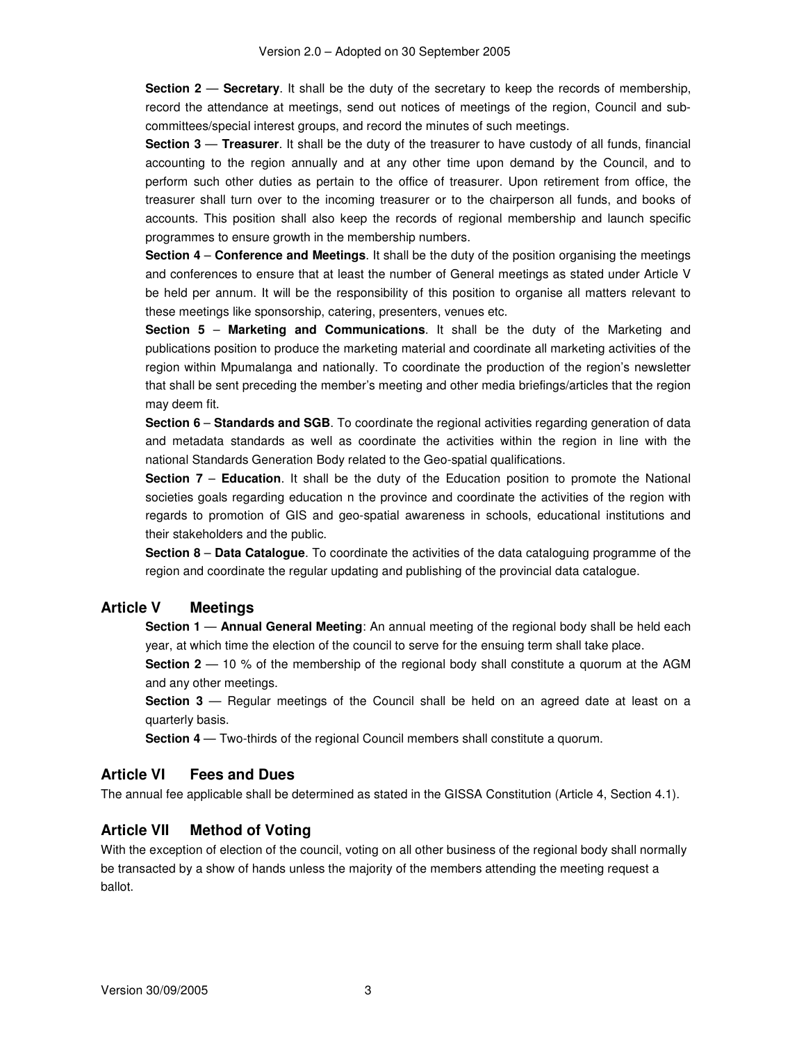**Section 2** — **Secretary**. It shall be the duty of the secretary to keep the records of membership, record the attendance at meetings, send out notices of meetings of the region, Council and sub-committees/special interest groups, and record the minutes of such meetings.

**Section 3** — **Treasurer**. It shall be the duty of the treasurer to have custody of all funds, financial accounting to the region annually and at any other time upon demand by the Council, and to perform such other duties as pertain to the office of treasurer. Upon retirement from office, the treasurer shall turn over to the incoming treasurer or to the chairperson all funds, and books of accounts. This position shall also keep the records of regional membership and launch specific programmes to ensure growth in the membership numbers.

**Section 4** – **Conference and Meetings**. It shall be the duty of the position organising the meetings and conferences to ensure that at least the number of General meetings as stated under Article V be held per annum. It will be the responsibility of this position to organise all matters relevant to these meetings like sponsorship, catering, presenters, venues etc.

**Section 5** – **Marketing and Communications**. It shall be the duty of the Marketing and publications position to produce the marketing material and coordinate all marketing activities of the region within Mpumalanga and nationally. To coordinate the production of the region's newsletter that shall be sent preceding the member's meeting and other media briefings/articles that the region may deem fit.

**Section 6** – **Standards and SGB**. To coordinate the regional activities regarding generation of data and metadata standards as well as coordinate the activities within the region in line with the national Standards Generation Body related to the Geo-spatial qualifications.

**Section 7** – **Education**. It shall be the duty of the Education position to promote the National societies goals regarding education n the province and coordinate the activities of the region with regards to promotion of GIS and geo-spatial awareness in schools, educational institutions and their stakeholders and the public.

**Section 8** – **Data Catalogue**. To coordinate the activities of the data cataloguing programme of the region and coordinate the regular updating and publishing of the provincial data catalogue.

## Article V Meetings

**Section 1** — **Annual General Meeting**: An annual meeting of the regional body shall be held each year, at which time the election of the council to serve for the ensuing term shall take place.

**Section 2** — 10 % of the membership of the regional body shall constitute a quorum at the AGM and any other meetings.

**Section 3** — Regular meetings of the Council shall be held on an agreed date at least on a quarterly basis.

**Section 4** — Two-thirds of the regional Council members shall constitute a quorum.

## Article VI Fees and Dues

The annual fee applicable shall be determined as stated in the GISSA Constitution (Article 4, Section 4.1).

## Article VII Method of Voting

With the exception of election of the council, voting on all other business of the regional body shall normally be transacted by a show of hands unless the majority of the members attending the meeting request a ballot.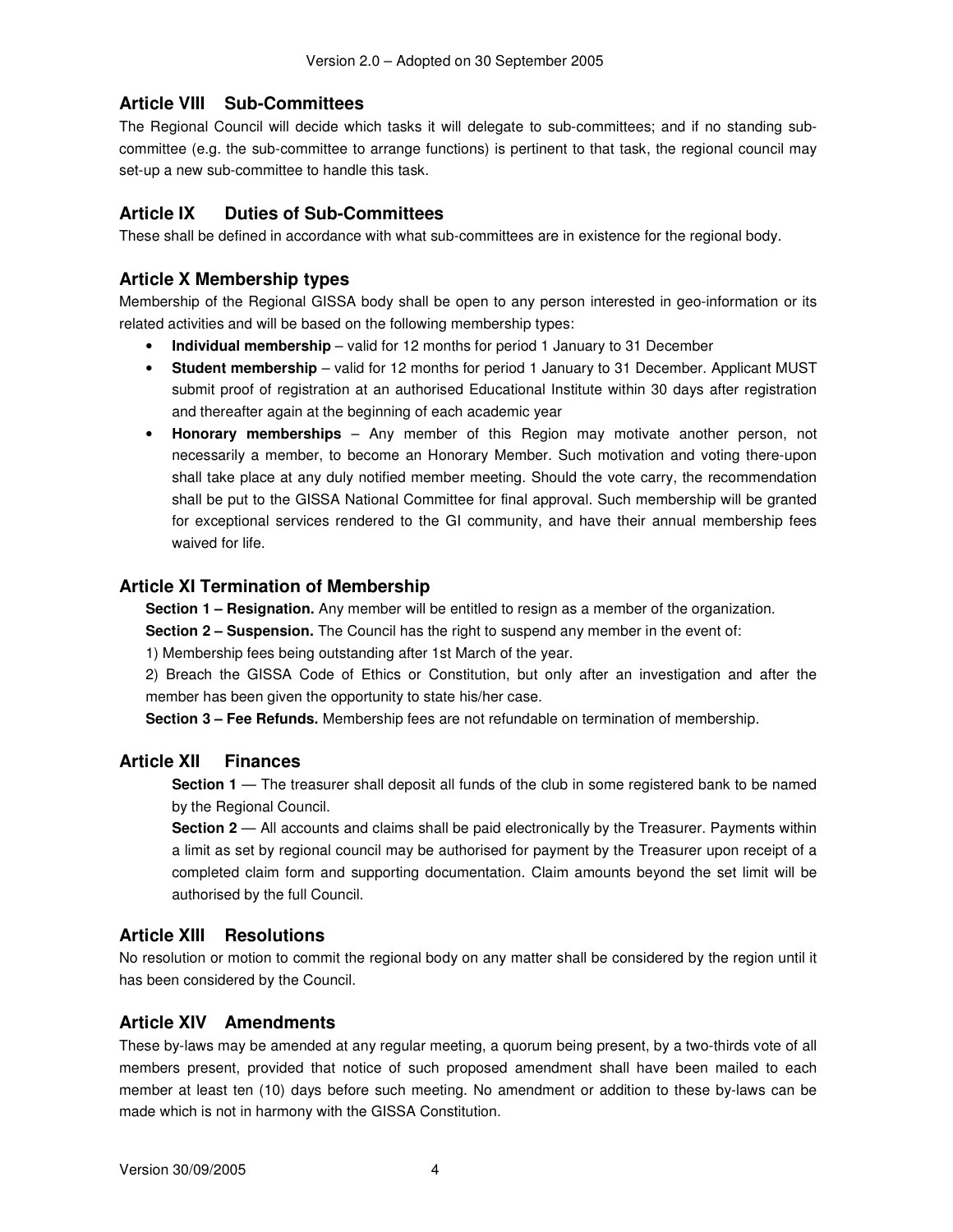## Article VIII Sub-Committees

The Regional Council will decide which tasks it will delegate to sub-committees; and if no standing sub-committee (e.g. the sub-committee to arrange functions) is pertinent to that task, the regional council may set-up a new sub-committee to handle this task.

## Article IX Duties of Sub-Committees

These shall be defined in accordance with what sub-committees are in existence for the regional body.

## Article X Membership types

Membership of the Regional GISSA body shall be open to any person interested in geo-information or its related activities and will be based on the following membership types:

- **Individual membership** – valid for 12 months for period 1 January to 31 December
- **Student membership** – valid for 12 months for period 1 January to 31 December. Applicant MUST submit proof of registration at an authorised Educational Institute within 30 days after registration and thereafter again at the beginning of each academic year
- **Honorary memberships** – Any member of this Region may motivate another person, not necessarily a member, to become an Honorary Member. Such motivation and voting there-upon shall take place at any duly notified member meeting. Should the vote carry, the recommendation shall be put to the GISSA National Committee for final approval. Such membership will be granted for exceptional services rendered to the GI community, and have their annual membership fees waived for life.

## Article XI Termination of Membership

**Section 1 – Resignation.** Any member will be entitled to resign as a member of the organization.

**Section 2 – Suspension.** The Council has the right to suspend any member in the event of:

1) Membership fees being outstanding after 1st March of the year.

2) Breach the GISSA Code of Ethics or Constitution, but only after an investigation and after the member has been given the opportunity to state his/her case.

**Section 3 – Fee Refunds.** Membership fees are not refundable on termination of membership.

## Article XII Finances

**Section 1** — The treasurer shall deposit all funds of the club in some registered bank to be named by the Regional Council.

**Section 2** — All accounts and claims shall be paid electronically by the Treasurer. Payments within a limit as set by regional council may be authorised for payment by the Treasurer upon receipt of a completed claim form and supporting documentation. Claim amounts beyond the set limit will be authorised by the full Council.

## Article XIII Resolutions

No resolution or motion to commit the regional body on any matter shall be considered by the region until it has been considered by the Council.

## Article XIV Amendments

These by-laws may be amended at any regular meeting, a quorum being present, by a two-thirds vote of all members present, provided that notice of such proposed amendment shall have been mailed to each member at least ten (10) days before such meeting. No amendment or addition to these by-laws can be made which is not in harmony with the GISSA Constitution.